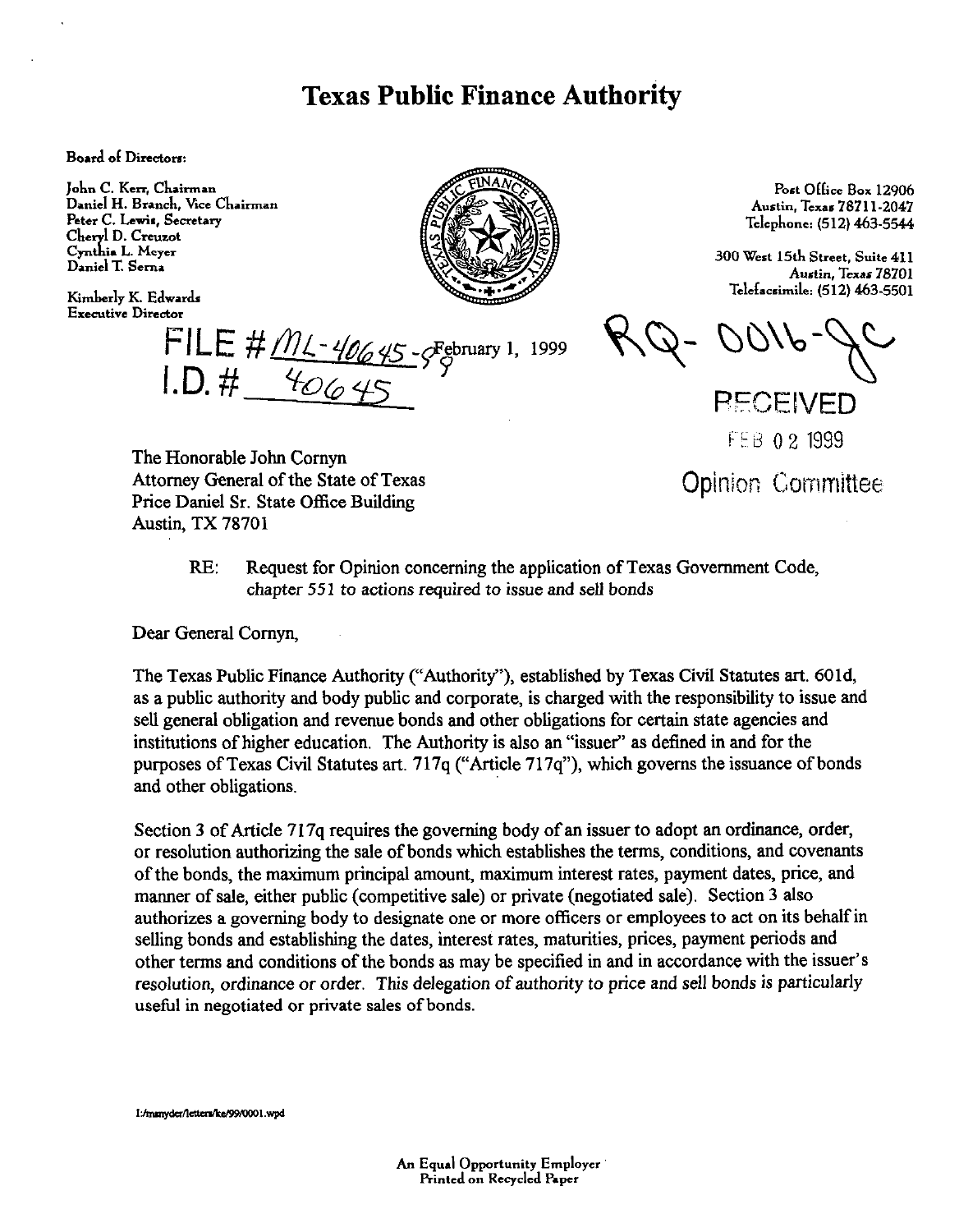# Texas Public Finance Authority

**Board of Directors:**

John C. Kerr, Chairman
Daniel H. Branch, Vice Chairman
Peter C. Lewis, Secretary
Cheryl D. Creuzot
Cynthia L. Meyer
Daniel T. Serna

Kimberly K. Edwards
Executive Director

Post Office Box 12906
Austin, Texas 78711-2047
Telephone: (512) 463-5544

300 West 15th Street, Suite 411
Austin, Texas 78701
Telefacsimile: (512) 463-5501

FILE # ML-40645-99
I.D. # 40645

February 1, 1999

RQ-0016-JC

RECEIVED
FEB 02 1999
Opinion Committee

The Honorable John Cornyn
Attorney General of the State of Texas
Price Daniel Sr. State Office Building
Austin, TX 78701

RE: Request for Opinion concerning the application of Texas Government Code, *chapter 551 to actions required to issue and sell bonds*

Dear General Cornyn,

The Texas Public Finance Authority ("Authority"), established by Texas Civil Statutes art. 601d, as a public authority and body public and corporate, is charged with the responsibility to issue and sell general obligation and revenue bonds and other obligations for certain state agencies and institutions of higher education. The Authority is also an "issuer" as defined in and for the purposes of Texas Civil Statutes art. 717q ("Article 717q"), which governs the issuance of bonds and other obligations.

Section 3 of Article 717q requires the governing body of an issuer to adopt an ordinance, order, or resolution authorizing the sale of bonds which establishes the terms, conditions, and covenants of the bonds, the maximum principal amount, maximum interest rates, payment dates, price, and manner of sale, either public (competitive sale) or private (negotiated sale). Section 3 also authorizes a governing body to designate one or more officers or employees to act on its behalf in selling bonds and establishing the dates, interest rates, maturities, prices, payment periods and other terms and conditions of the bonds as may be specified in and in accordance with the issuer's *resolution, ordinance or order. This delegation of authority to price and sell bonds is particularly* useful in negotiated or private sales of bonds.

I:/msnyder/letters/ke/99/0001.wpd

An Equal Opportunity Employer
Printed on Recycled Paper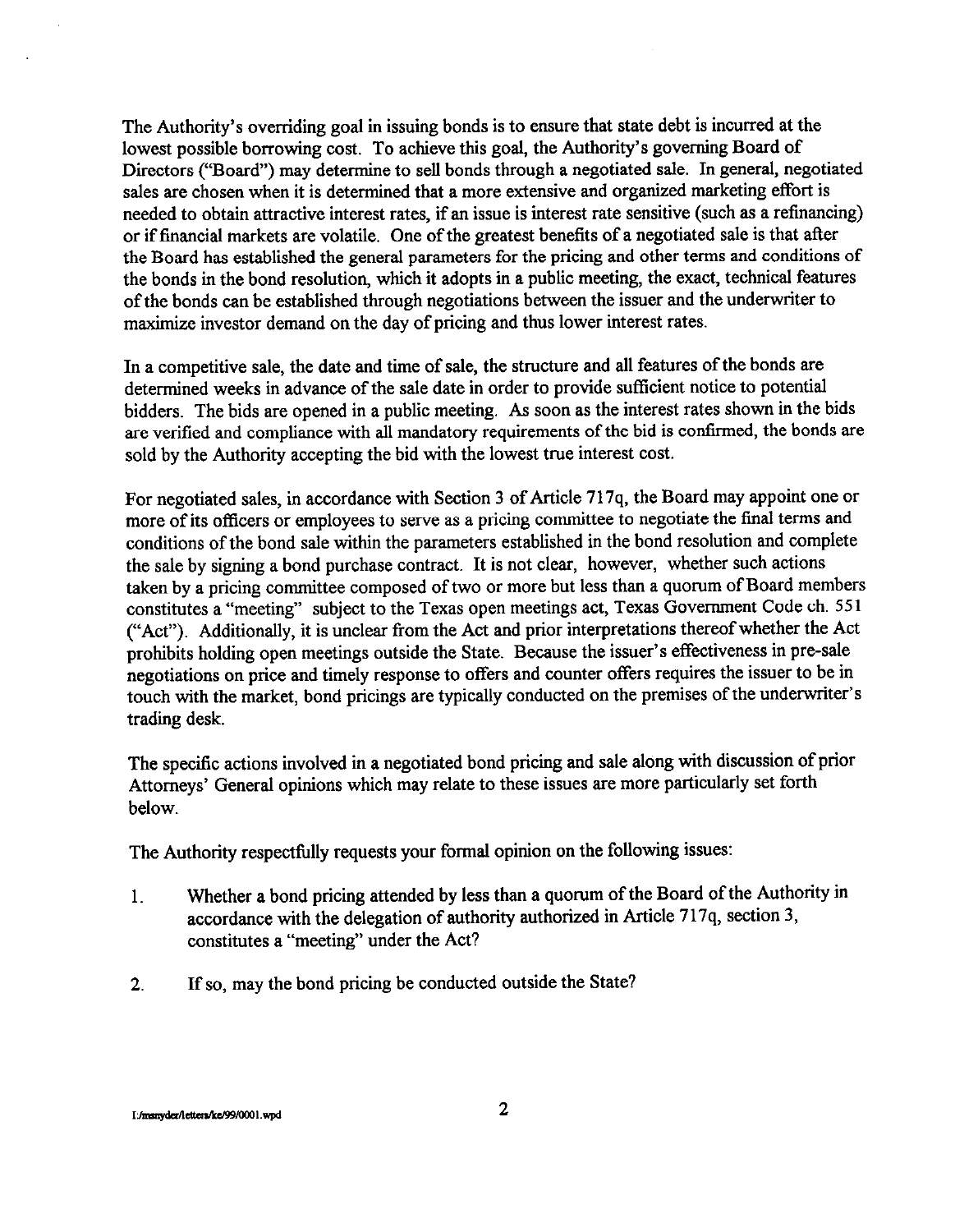The Authority's overriding goal in issuing bonds is to ensure that state debt is incurred at the lowest possible borrowing cost. To achieve this goal, the Authority's governing Board of Directors ("Board") may determine to sell bonds through a negotiated sale. In general, negotiated sales are chosen when it is determined that a more extensive and organized marketing effort is needed to obtain attractive interest rates, if an issue is interest rate sensitive (such as a refinancing) or if financial markets are volatile. One of the greatest benefits of a negotiated sale is that after the Board has established the general parameters for the pricing and other terms and conditions of the bonds in the bond resolution, which it adopts in a public meeting, the exact, technical features of the bonds can be established through negotiations between the issuer and the underwriter to maximize investor demand on the day of pricing and thus lower interest rates.

In a competitive sale, the date and time of sale, the structure and all features of the bonds are determined weeks in advance of the sale date in order to provide sufficient notice to potential bidders. The bids are opened in a public meeting. As soon as the interest rates shown in the bids are verified and compliance with all mandatory requirements of the bid is confirmed, the bonds are sold by the Authority accepting the bid with the lowest true interest cost.

For negotiated sales, in accordance with Section 3 of Article 717q, the Board may appoint one or more of its officers or employees to serve as a pricing committee to negotiate the final terms and conditions of the bond sale within the parameters established in the bond resolution and complete the sale by signing a bond purchase contract. It is not clear, however, whether such actions taken by a pricing committee composed of two or more but less than a quorum of Board members constitutes a "meeting" subject to the Texas open meetings act, Texas Government Code ch. 551 ("Act"). Additionally, it is unclear from the Act and prior interpretations thereof whether the Act prohibits holding open meetings outside the State. Because the issuer's effectiveness in pre-sale negotiations on price and timely response to offers and counter offers requires the issuer to be in touch with the market, bond pricings are typically conducted on the premises of the underwriter's trading desk.

The specific actions involved in a negotiated bond pricing and sale along with discussion of prior Attorneys' General opinions which may relate to these issues are more particularly set forth below.

The Authority respectfully requests your formal opinion on the following issues:

1. Whether a bond pricing attended by less than a quorum of the Board of the Authority in accordance with the delegation of authority authorized in Article 717q, section 3, constitutes a "meeting" under the Act?

2. If so, may the bond pricing be conducted outside the State?

I:/msnyder/letters/ke/99/0001.wpd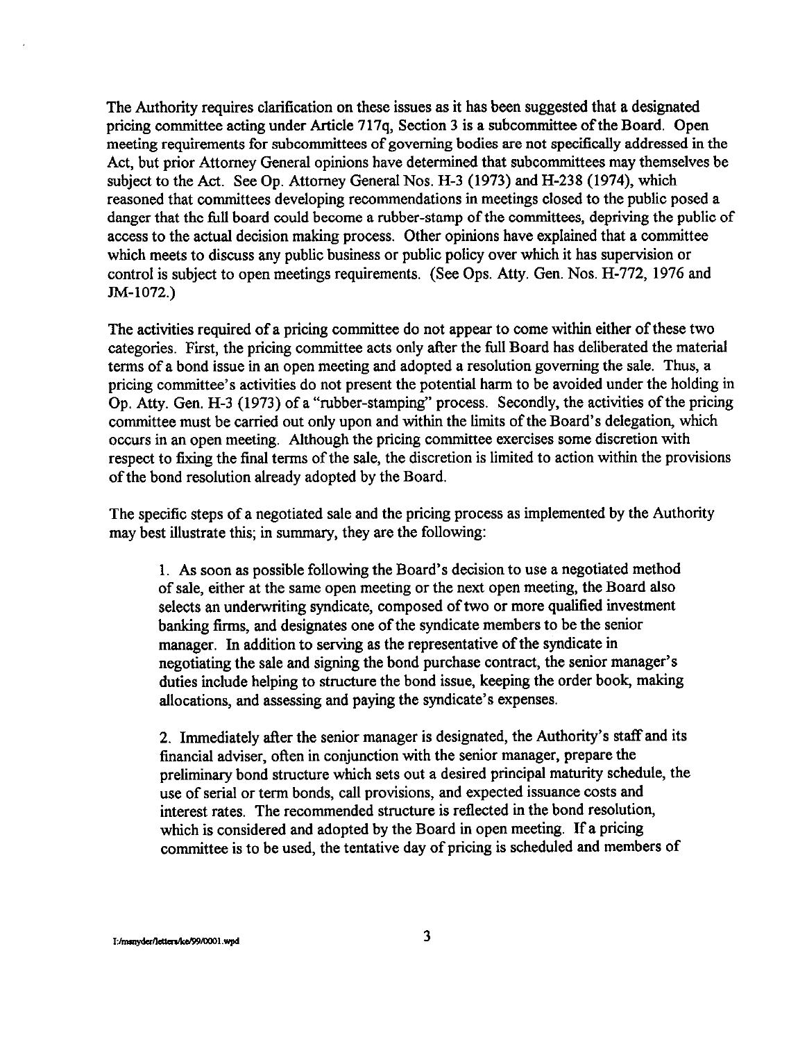The Authority requires clarification on these issues as it has been suggested that a designated pricing committee acting under Article 717q, Section 3 is a subcommittee of the Board. Open meeting requirements for subcommittees of governing bodies are not specifically addressed in the Act, but prior Attorney General opinions have determined that subcommittees may themselves be subject to the Act. See Op. Attorney General Nos. H-3 (1973) and H-238 (1974), which reasoned that committees developing recommendations in meetings closed to the public posed a danger that thc full board could become a rubber-stamp of the committees, depriving the public of access to the actual decision making process. Other opinions have explained that a committee which meets to discuss any public business or public policy over which it has supervision or control is subject to open meetings requirements. (See Ops. Atty. Gen. Nos. H-772, 1976 and JM-1072.)

The activities required of a pricing committee do not appear to come within either of these two categories. First, the pricing committee acts only after the full Board has deliberated the material terms of a bond issue in an open meeting and adopted a resolution governing the sale. Thus, a pricing committee's activities do not present the potential harm to be avoided under the holding in Op. Atty. Gen. H-3 (1973) of a "rubber-stamping" process. Secondly, the activities of the pricing committee must be carried out only upon and within the limits of the Board's delegation, which occurs in an open meeting. Although the pricing committee exercises some discretion with respect to fixing the final terms of the sale, the discretion is limited to action within the provisions of the bond resolution already adopted by the Board.

The specific steps of a negotiated sale and the pricing process as implemented by the Authority may best illustrate this; in summary, they are the following:

1. As soon as possible following the Board's decision to use a negotiated method of sale, either at the same open meeting or the next open meeting, the Board also selects an underwriting syndicate, composed of two or more qualified investment banking firms, and designates one of the syndicate members to be the senior manager. In addition to serving as the representative of the syndicate in negotiating the sale and signing the bond purchase contract, the senior manager's duties include helping to structure the bond issue, keeping the order book, making allocations, and assessing and paying the syndicate's expenses.

2. Immediately after the senior manager is designated, the Authority's staff and its financial adviser, often in conjunction with the senior manager, prepare the preliminary bond structure which sets out a desired principal maturity schedule, the use of serial or term bonds, call provisions, and expected issuance costs and interest rates. The recommended structure is reflected in the bond resolution, which is considered and adopted by the Board in open meeting. If a pricing committee is to be used, the tentative day of pricing is scheduled and members of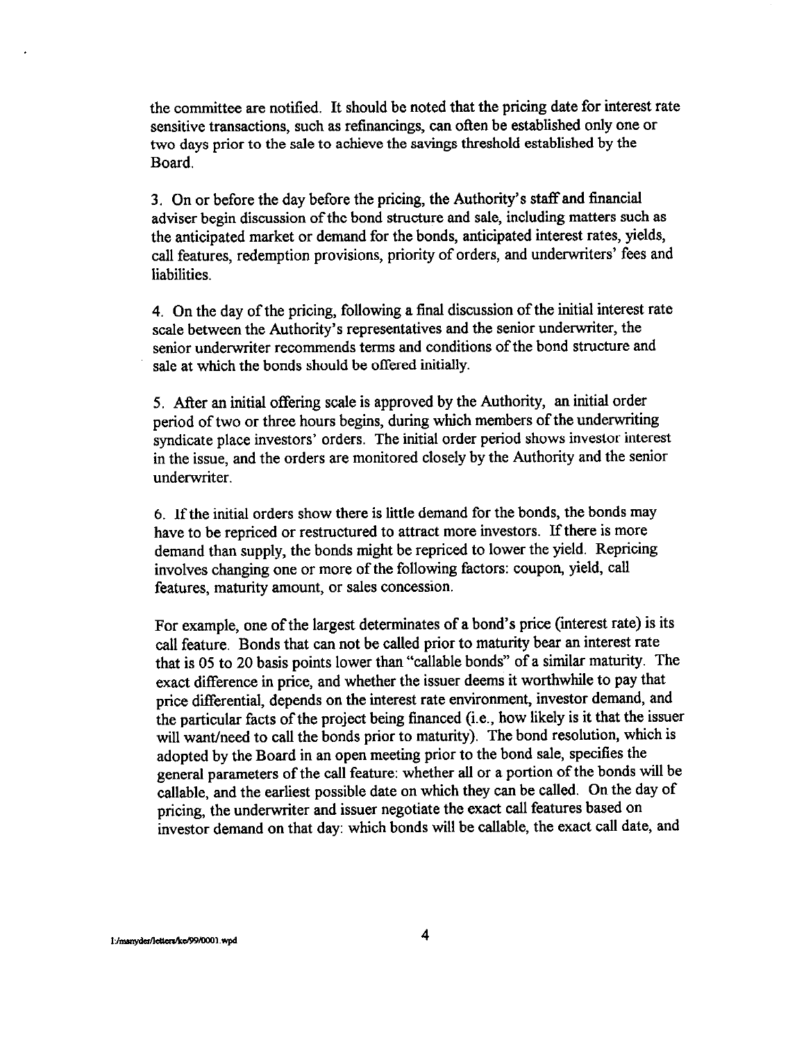the committee are notified. It should be noted that the pricing date for interest rate sensitive transactions, such as refinancings, can often be established only one or two days prior to the sale to achieve the savings threshold established by the Board.

3. On or before the day before the pricing, the Authority's staff and financial adviser begin discussion of the bond structure and sale, including matters such as the anticipated market or demand for the bonds, anticipated interest rates, yields, call features, redemption provisions, priority of orders, and underwriters' fees and liabilities.

4. On the day of the pricing, following a final discussion of the initial interest rate scale between the Authority's representatives and the senior underwriter, the senior underwriter recommends terms and conditions of the bond structure and sale at which the bonds should be offered initially.

5. After an initial offering scale is approved by the Authority, an initial order period of two or three hours begins, during which members of the underwriting syndicate place investors' orders. The initial order period shows investor interest in the issue, and the orders are monitored closely by the Authority and the senior underwriter.

6. If the initial orders show there is little demand for the bonds, the bonds may have to be repriced or restructured to attract more investors. If there is more demand than supply, the bonds might be repriced to lower the yield. Repricing involves changing one or more of the following factors: coupon, yield, call features, maturity amount, or sales concession.

For example, one of the largest determinates of a bond's price (interest rate) is its call feature. Bonds that can not be called prior to maturity bear an interest rate that is 05 to 20 basis points lower than "callable bonds" of a similar maturity. The exact difference in price, and whether the issuer deems it worthwhile to pay that price differential, depends on the interest rate environment, investor demand, and the particular facts of the project being financed (i.e., how likely is it that the issuer will want/need to call the bonds prior to maturity). The bond resolution, which is adopted by the Board in an open meeting prior to the bond sale, specifies the general parameters of the call feature: whether all or a portion of the bonds will be callable, and the earliest possible date on which they can be called. On the day of pricing, the underwriter and issuer negotiate the exact call features based on investor demand on that day: which bonds will be callable, the exact call date, and

I:/msnyder/letters/ke/99/0001.wpd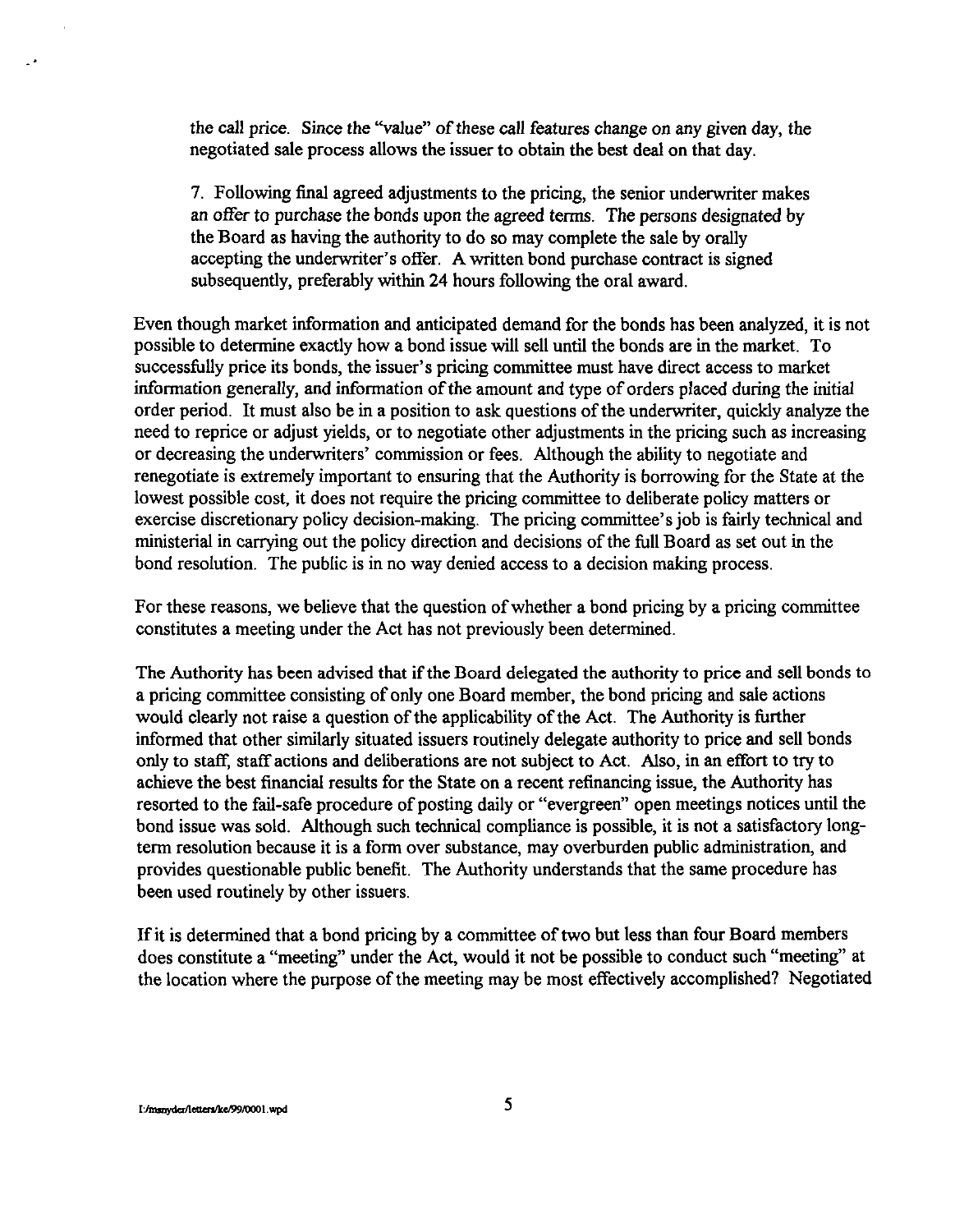the call price. Since the "value" of these call features change on any given day, the negotiated sale process allows the issuer to obtain the best deal on that day.

7. Following final agreed adjustments to the pricing, the senior underwriter makes an offer to purchase the bonds upon the agreed terms. The persons designated by the Board as having the authority to do so may complete the sale by orally accepting the underwriter's offer. A written bond purchase contract is signed subsequently, preferably within 24 hours following the oral award.

Even though market information and anticipated demand for the bonds has been analyzed, it is not possible to determine exactly how a bond issue will sell until the bonds are in the market. To successfully price its bonds, the issuer's pricing committee must have direct access to market information generally, and information of the amount and type of orders placed during the initial order period. It must also be in a position to ask questions of the underwriter, quickly analyze the need to reprice or adjust yields, or to negotiate other adjustments in the pricing such as increasing or decreasing the underwriters' commission or fees. Although the ability to negotiate and renegotiate is extremely important to ensuring that the Authority is borrowing for the State at the lowest possible cost, it does not require the pricing committee to deliberate policy matters or exercise discretionary policy decision-making. The pricing committee's job is fairly technical and ministerial in carrying out the policy direction and decisions of the full Board as set out in the bond resolution. The public is in no way denied access to a decision making process.

For these reasons, we believe that the question of whether a bond pricing by a pricing committee constitutes a meeting under the Act has not previously been determined.

The Authority has been advised that if the Board delegated the authority to price and sell bonds to a pricing committee consisting of only one Board member, the bond pricing and sale actions would clearly not raise a question of the applicability of the Act. The Authority is further informed that other similarly situated issuers routinely delegate authority to price and sell bonds only to staff, staff actions and deliberations are not subject to Act. Also, in an effort to try to achieve the best financial results for the State on a recent refinancing issue, the Authority has resorted to the fail-safe procedure of posting daily or "evergreen" open meetings notices until the bond issue was sold. Although such technical compliance is possible, it is not a satisfactory long-term resolution because it is a form over substance, may overburden public administration, and provides questionable public benefit. The Authority understands that the same procedure has been used routinely by other issuers.

If it is determined that a bond pricing by a committee of two but less than four Board members does constitute a "meeting" under the Act, would it not be possible to conduct such "meeting" at the location where the purpose of the meeting may be most effectively accomplished? Negotiated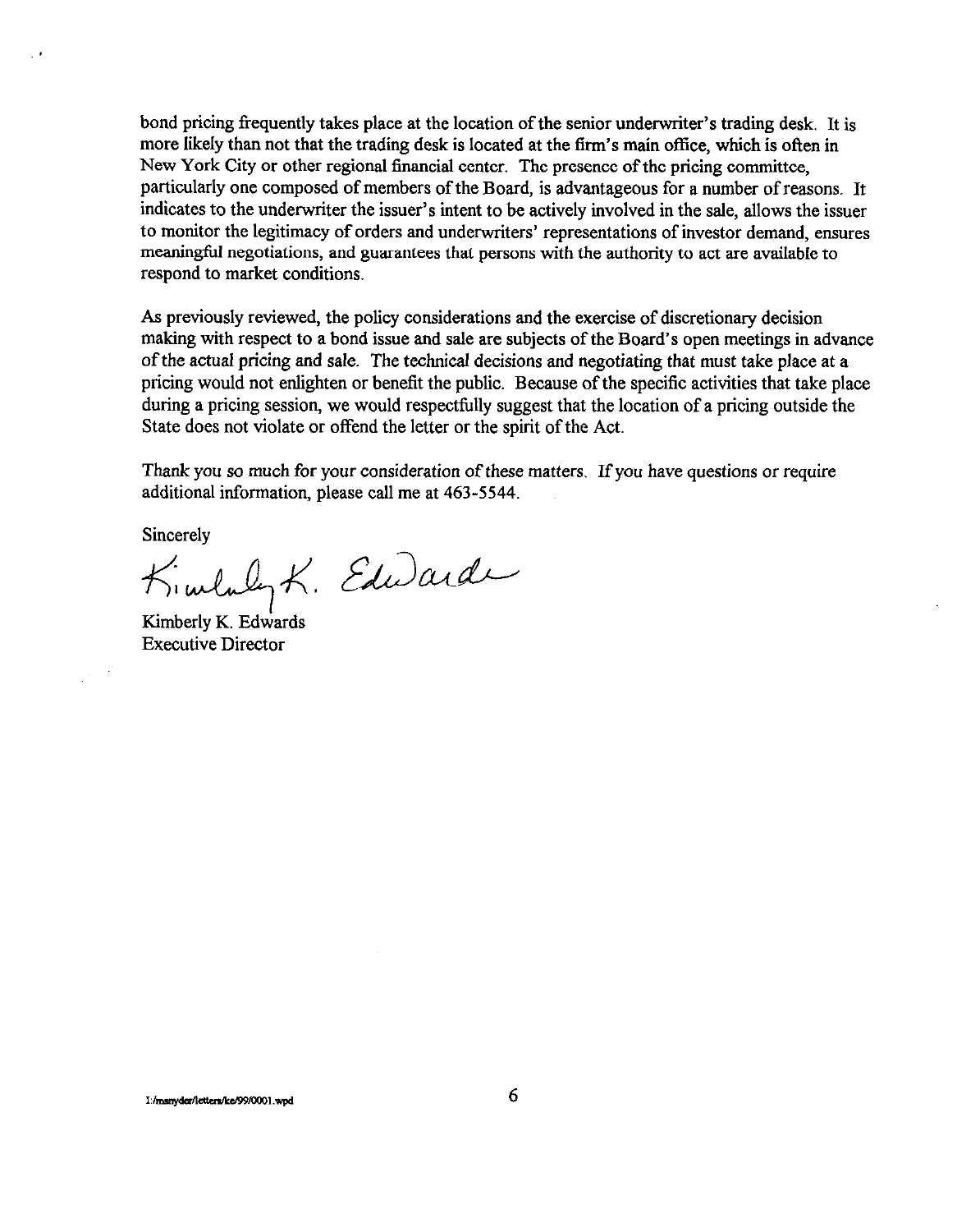bond pricing frequently takes place at the location of the senior underwriter's trading desk. It is more likely than not that the trading desk is located at the firm's main office, which is often in New York City or other regional financial center. The presence of the pricing committee, particularly one composed of members of the Board, is advantageous for a number of reasons. It indicates to the underwriter the issuer's intent to be actively involved in the sale, allows the issuer to monitor the legitimacy of orders and underwriters' representations of investor demand, ensures meaningful negotiations, and guarantees that persons with the authority to act are available to respond to market conditions.

As previously reviewed, the policy considerations and the exercise of discretionary decision making with respect to a bond issue and sale are subjects of the Board's open meetings in advance of the actual pricing and sale. The technical decisions and negotiating that must take place at a pricing would not enlighten or benefit the public. Because of the specific activities that take place during a pricing session, we would respectfully suggest that the location of a pricing outside the State does not violate or offend the letter or the spirit of the Act.

Thank you so much for your consideration of these matters. If you have questions or require additional information, please call me at 463-5544.

Sincerely

Kimberly K. Edwards

Kimberly K. Edwards
Executive Director

I:/msnyder/letters/ke/99/0001.wpd